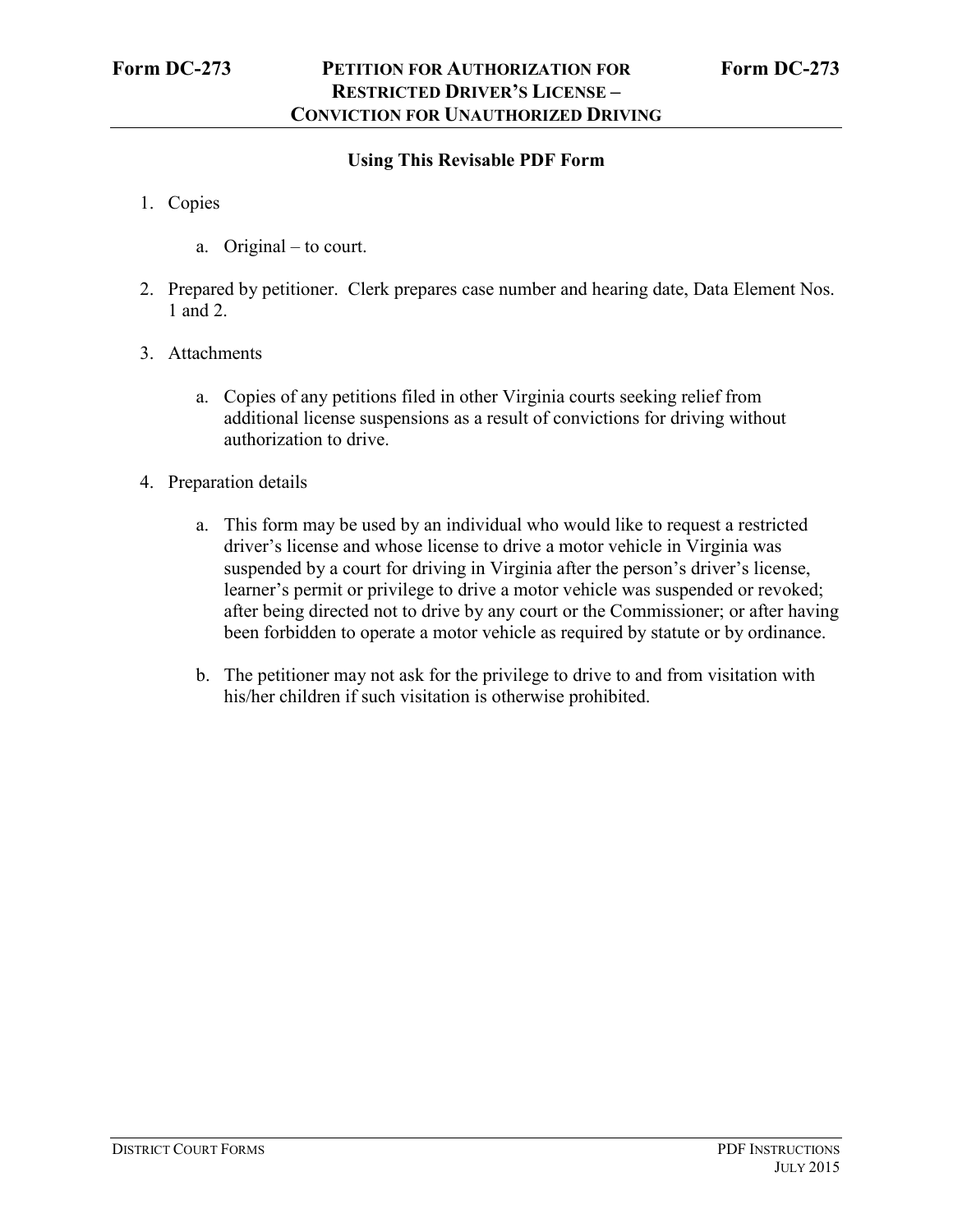# Form DC-273 PETITION FOR AUTHORIZATION FOR RESTRICTED DRIVER'S LICENSE – CONVICTION FOR UNAUTHORIZED DRIVING

## Using This Revisable PDF Form

1. Copies

   a. Original – to court.

2. Prepared by petitioner. Clerk prepares case number and hearing date, Data Element Nos. 1 and 2.

3. Attachments

   a. Copies of any petitions filed in other Virginia courts seeking relief from additional license suspensions as a result of convictions for driving without authorization to drive.

4. Preparation details

   a. This form may be used by an individual who would like to request a restricted driver's license and whose license to drive a motor vehicle in Virginia was suspended by a court for driving in Virginia after the person's driver's license, learner's permit or privilege to drive a motor vehicle was suspended or revoked; after being directed not to drive by any court or the Commissioner; or after having been forbidden to operate a motor vehicle as required by statute or by ordinance.

   b. The petitioner may not ask for the privilege to drive to and from visitation with his/her children if such visitation is otherwise prohibited.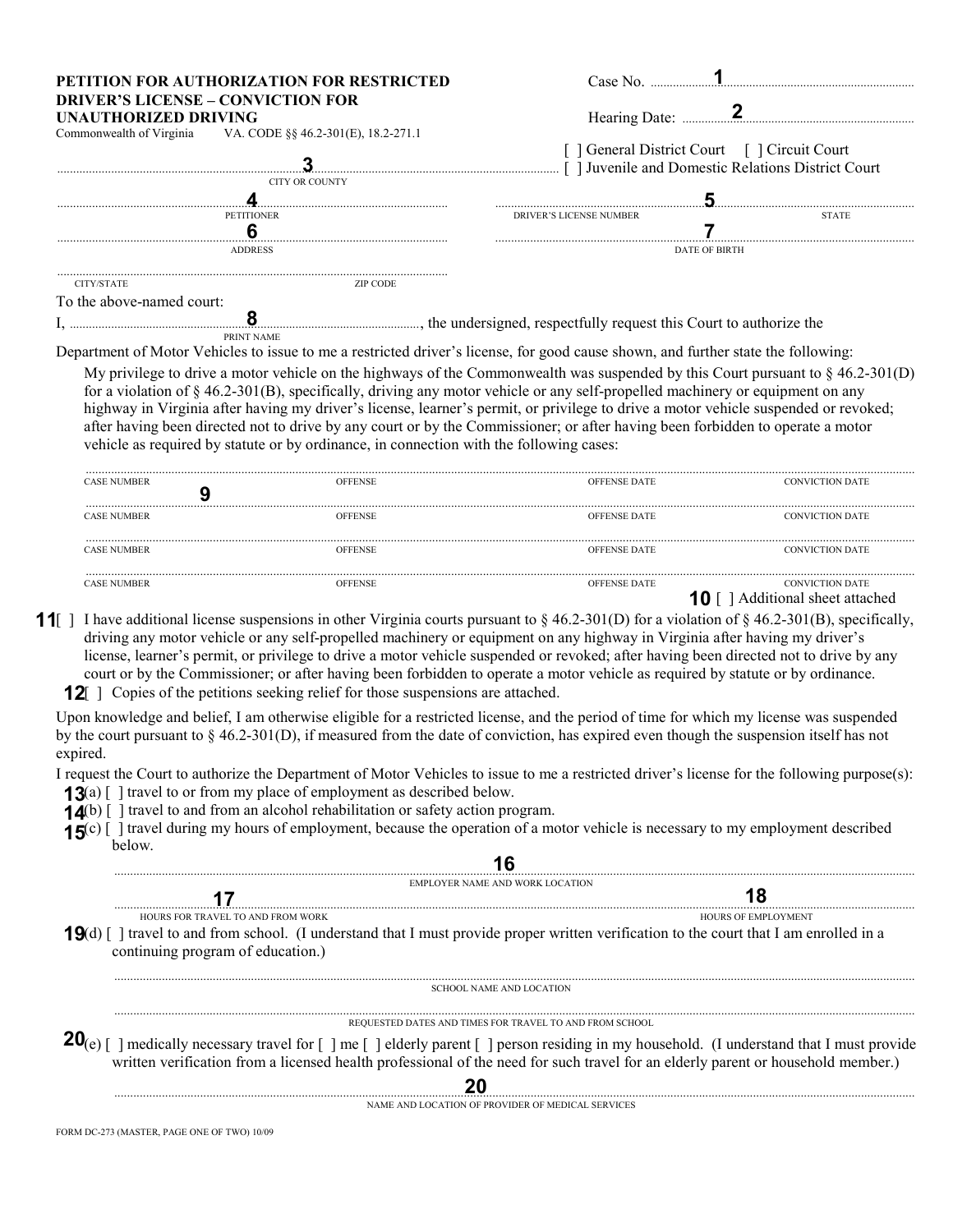**PETITION FOR AUTHORIZATION FOR RESTRICTED DRIVER'S LICENSE – CONVICTION FOR UNAUTHORIZED DRIVING**

Commonwealth of Virginia VA. CODE §§ 46.2-301(E), 18.2-271.1

Case No. ..........1..........

Hearing Date: ..........2..........

[ ] General District Court [ ] Circuit Court
[ ] Juvenile and Domestic Relations District Court

..........3..........
CITY OR COUNTY

..........4..........
PETITIONER

..........5..........
DRIVER'S LICENSE NUMBER STATE

..........6..........
ADDRESS

..........7..........
DATE OF BIRTH

..........
CITY/STATE ZIP CODE

To the above-named court:

I, ..........8.........., the undersigned, respectfully request this Court to authorize the Department of Motor Vehicles to issue to me a restricted driver's license, for good cause shown, and further state the following:
PRINT NAME

My privilege to drive a motor vehicle on the highways of the Commonwealth was suspended by this Court pursuant to § 46.2-301(D) for a violation of § 46.2-301(B), specifically, driving any motor vehicle or any self-propelled machinery or equipment on any highway in Virginia after having my driver's license, learner's permit, or privilege to drive a motor vehicle suspended or revoked; after having been directed not to drive by any court or by the Commissioner; or after having been forbidden to operate a motor vehicle as required by statute or by ordinance, in connection with the following cases:

| CASE NUMBER | OFFENSE | OFFENSE DATE | CONVICTION DATE |
|---|---|---|---|
| 9 | | | |
| | | | |
| | | | |
| | | | |

10 [ ] Additional sheet attached

11 [ ] I have additional license suspensions in other Virginia courts pursuant to § 46.2-301(D) for a violation of § 46.2-301(B), specifically, driving any motor vehicle or any self-propelled machinery or equipment on any highway in Virginia after having my driver's license, learner's permit, or privilege to drive a motor vehicle suspended or revoked; after having been directed not to drive by any court or by the Commissioner; or after having been forbidden to operate a motor vehicle as required by statute or by ordinance.

12 [ ] Copies of the petitions seeking relief for those suspensions are attached.

Upon knowledge and belief, I am otherwise eligible for a restricted license, and the period of time for which my license was suspended by the court pursuant to § 46.2-301(D), if measured from the date of conviction, has expired even though the suspension itself has not expired.

I request the Court to authorize the Department of Motor Vehicles to issue to me a restricted driver's license for the following purpose(s):

13 (a) [ ] travel to or from my place of employment as described below.

14 (b) [ ] travel to and from an alcohol rehabilitation or safety action program.

15 (c) [ ] travel during my hours of employment, because the operation of a motor vehicle is necessary to my employment described below.

..........16..........
EMPLOYER NAME AND WORK LOCATION

..........17.......... ..........18..........
HOURS FOR TRAVEL TO AND FROM WORK HOURS OF EMPLOYMENT

19 (d) [ ] travel to and from school. (I understand that I must provide proper written verification to the court that I am enrolled in a continuing program of education.)

..........
SCHOOL NAME AND LOCATION

..........
REQUESTED DATES AND TIMES FOR TRAVEL TO AND FROM SCHOOL

20 (e) [ ] medically necessary travel for [ ] me [ ] elderly parent [ ] person residing in my household. (I understand that I must provide written verification from a licensed health professional of the need for such travel for an elderly parent or household member.)

..........20..........
NAME AND LOCATION OF PROVIDER OF MEDICAL SERVICES

FORM DC-273 (MASTER, PAGE ONE OF TWO) 10/09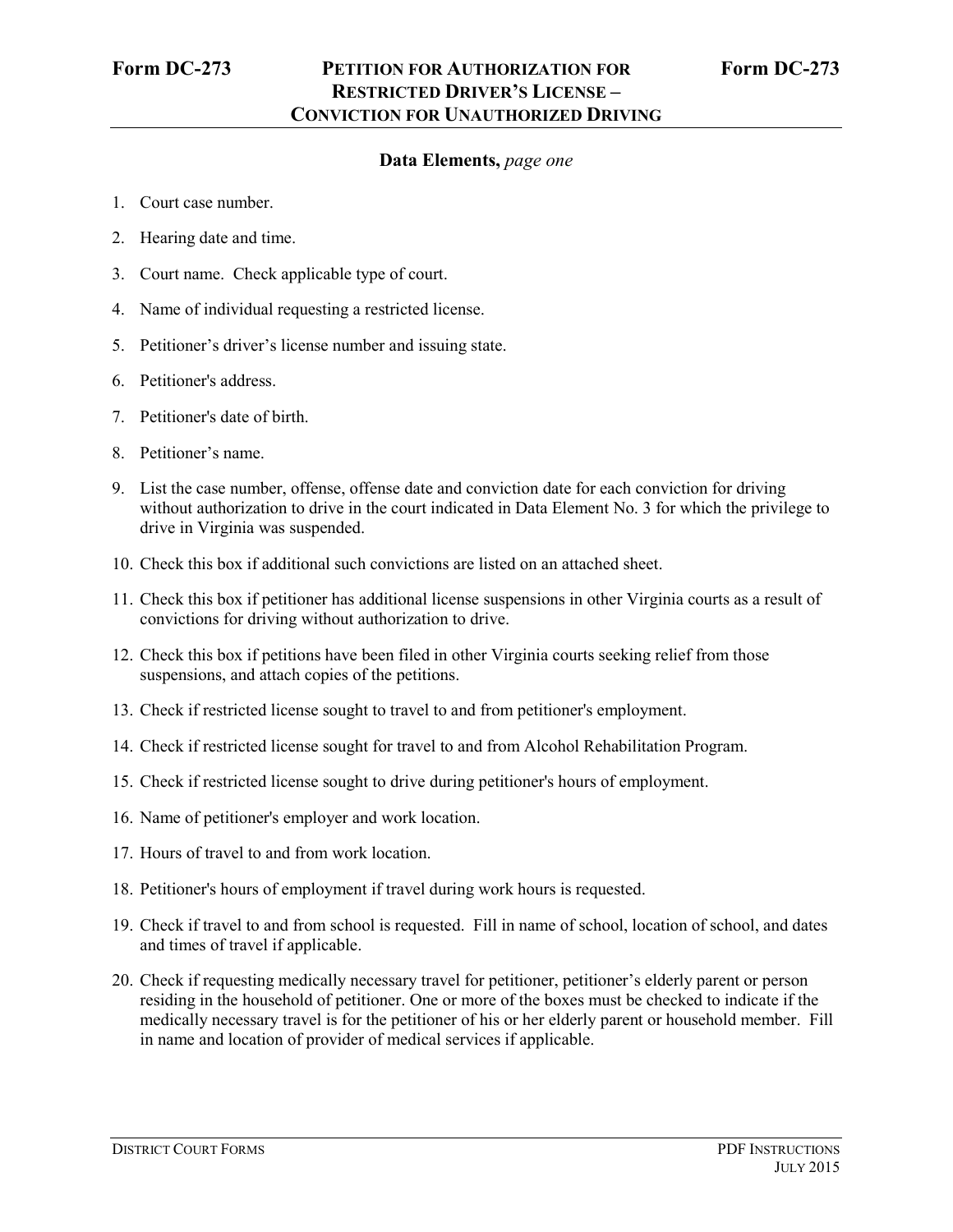# Form DC-273 — PETITION FOR AUTHORIZATION FOR RESTRICTED DRIVER'S LICENSE – CONVICTION FOR UNAUTHORIZED DRIVING

## Data Elements, *page one*

1. Court case number.
2. Hearing date and time.
3. Court name. Check applicable type of court.
4. Name of individual requesting a restricted license.
5. Petitioner's driver's license number and issuing state.
6. Petitioner's address.
7. Petitioner's date of birth.
8. Petitioner's name.
9. List the case number, offense, offense date and conviction date for each conviction for driving without authorization to drive in the court indicated in Data Element No. 3 for which the privilege to drive in Virginia was suspended.
10. Check this box if additional such convictions are listed on an attached sheet.
11. Check this box if petitioner has additional license suspensions in other Virginia courts as a result of convictions for driving without authorization to drive.
12. Check this box if petitions have been filed in other Virginia courts seeking relief from those suspensions, and attach copies of the petitions.
13. Check if restricted license sought to travel to and from petitioner's employment.
14. Check if restricted license sought for travel to and from Alcohol Rehabilitation Program.
15. Check if restricted license sought to drive during petitioner's hours of employment.
16. Name of petitioner's employer and work location.
17. Hours of travel to and from work location.
18. Petitioner's hours of employment if travel during work hours is requested.
19. Check if travel to and from school is requested. Fill in name of school, location of school, and dates and times of travel if applicable.
20. Check if requesting medically necessary travel for petitioner, petitioner's elderly parent or person residing in the household of petitioner. One or more of the boxes must be checked to indicate if the medically necessary travel is for the petitioner of his or her elderly parent or household member. Fill in name and location of provider of medical services if applicable.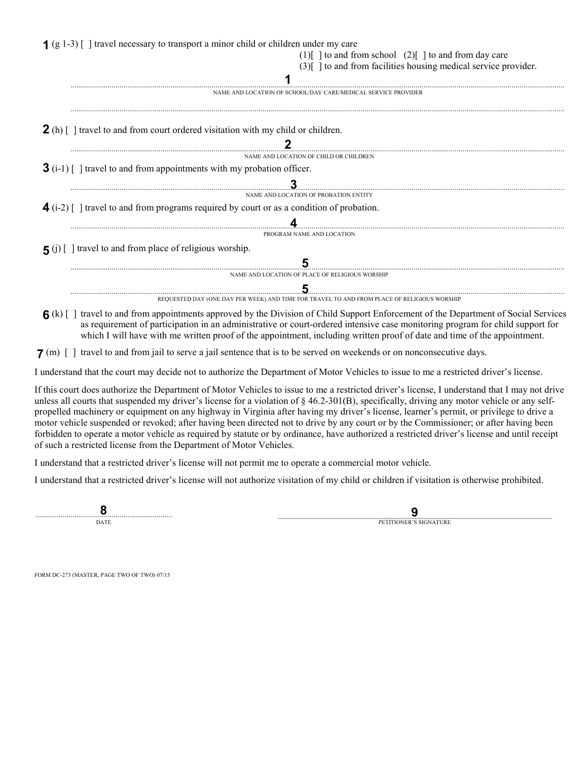**1** (g 1-3) [ ] travel necessary to transport a minor child or children under my care

(1)[ ] to and from school (2)[ ] to and from day care

(3)[ ] to and from facilities housing medical service provider.

**1** ..............................................................................................................................................

NAME AND LOCATION OF SCHOOL/DAY CARE/MEDICAL SERVICE PROVIDER

..............................................................................................................................................

**2** (h) [ ] travel to and from court ordered visitation with my child or children.

**2** ..............................................................................................................................................

NAME AND LOCATION OF CHILD OR CHILDREN

**3** (i-1) [ ] travel to and from appointments with my probation officer.

**3** ..............................................................................................................................................

NAME AND LOCATION OF PROBATION ENTITY

**4** (i-2) [ ] travel to and from programs required by court or as a condition of probation.

**4** ..............................................................................................................................................

PROGRAM NAME AND LOCATION

**5** (j) [ ] travel to and from place of religious worship.

**5** ..............................................................................................................................................

NAME AND LOCATION OF PLACE OF RELIGIOUS WORSHIP

**5** ..............................................................................................................................................

REQUESTED DAY (ONE DAY PER WEEK) AND TIME FOR TRAVEL TO AND FROM PLACE OF RELIGIOUS WORSHIP

**6** (k) [ ] travel to and from appointments approved by the Division of Child Support Enforcement of the Department of Social Services as requirement of participation in an administrative or court-ordered intensive case monitoring program for child support for which I will have with me written proof of the appointment, including written proof of date and time of the appointment.

**7** (m) [ ] travel to and from jail to serve a jail sentence that is to be served on weekends or on nonconsecutive days.

I understand that the court may decide not to authorize the Department of Motor Vehicles to issue to me a restricted driver's license.

If this court does authorize the Department of Motor Vehicles to issue to me a restricted driver's license, I understand that I may not drive unless all courts that suspended my driver's license for a violation of § 46.2-301(B), specifically, driving any motor vehicle or any self-propelled machinery or equipment on any highway in Virginia after having my driver's license, learner's permit, or privilege to drive a motor vehicle suspended or revoked; after having been directed not to drive by any court or by the Commissioner; or after having been forbidden to operate a motor vehicle as required by statute or by ordinance, have authorized a restricted driver's license and until receipt of such a restricted license from the Department of Motor Vehicles.

I understand that a restricted driver's license will not permit me to operate a commercial motor vehicle.

I understand that a restricted driver's license will not authorize visitation of my child or children if visitation is otherwise prohibited.

**8** ..................................................

DATE

**9** ______________________________________

PETITIONER'S SIGNATURE

FORM DC-273 (MASTER, PAGE TWO OF TWO) 07/15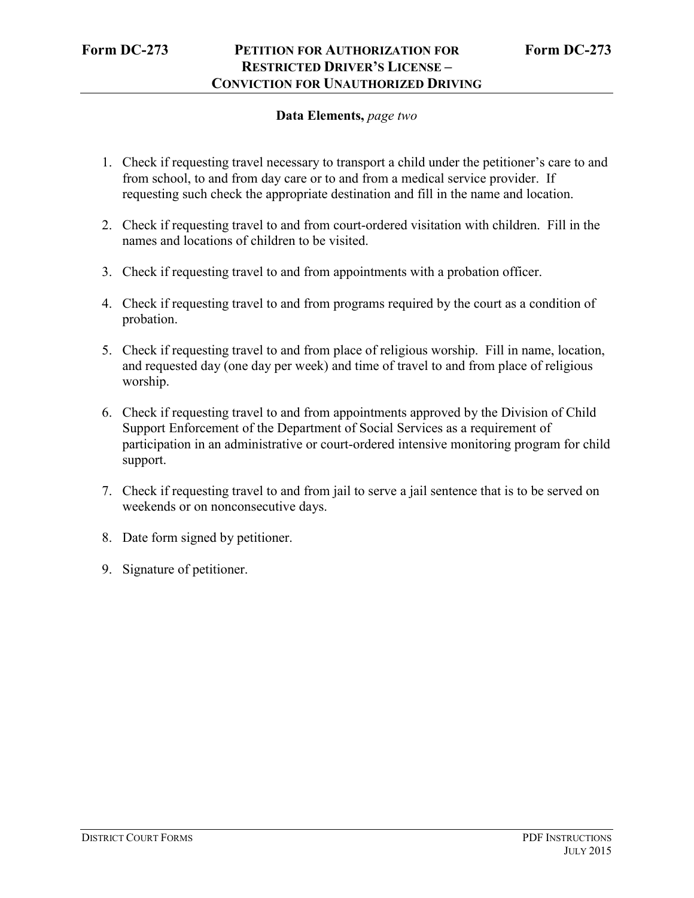**Data Elements,** *page two*

1. Check if requesting travel necessary to transport a child under the petitioner's care to and from school, to and from day care or to and from a medical service provider. If requesting such check the appropriate destination and fill in the name and location.
2. Check if requesting travel to and from court-ordered visitation with children. Fill in the names and locations of children to be visited.
3. Check if requesting travel to and from appointments with a probation officer.
4. Check if requesting travel to and from programs required by the court as a condition of probation.
5. Check if requesting travel to and from place of religious worship. Fill in name, location, and requested day (one day per week) and time of travel to and from place of religious worship.
6. Check if requesting travel to and from appointments approved by the Division of Child Support Enforcement of the Department of Social Services as a requirement of participation in an administrative or court-ordered intensive monitoring program for child support.
7. Check if requesting travel to and from jail to serve a jail sentence that is to be served on weekends or on nonconsecutive days.
8. Date form signed by petitioner.
9. Signature of petitioner.